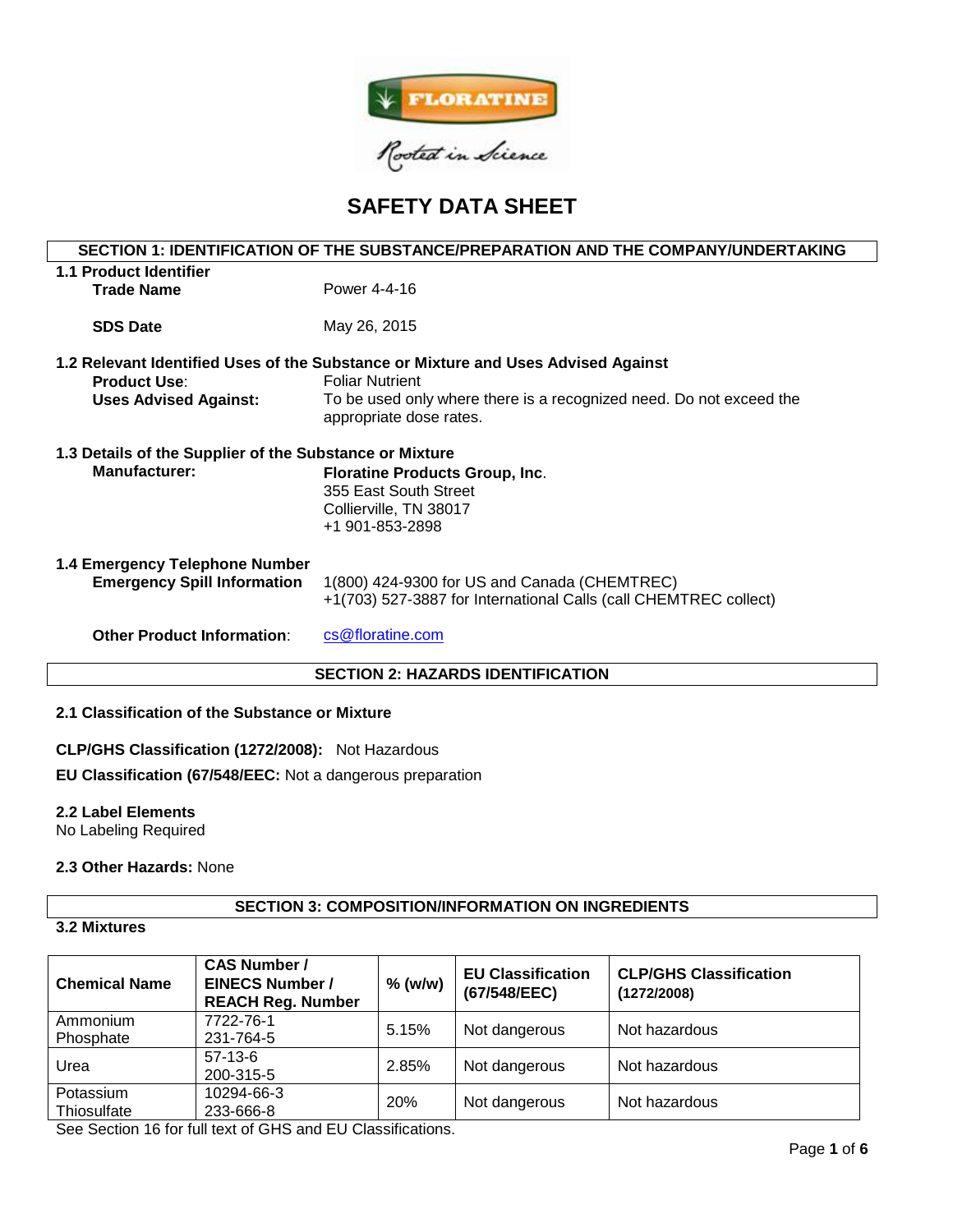# SAFETY DATA SHEET

## SECTION 1: IDENTIFICATION OF THE SUBSTANCE/PREPARATION AND THE COMPANY/UNDERTAKING

### 1.1 Product Identifier

**Trade Name** Power 4-4-16

**SDS Date** May 26, 2015

### 1.2 Relevant Identified Uses of the Substance or Mixture and Uses Advised Against

**Product Use**: Foliar Nutrient

**Uses Advised Against:** To be used only where there is a recognized need. Do not exceed the appropriate dose rates.

### 1.3 Details of the Supplier of the Substance or Mixture

**Manufacturer:**
**Floratine Products Group, Inc**.
355 East South Street
Collierville, TN 38017
+1 901-853-2898

### 1.4 Emergency Telephone Number

**Emergency Spill Information**
1(800) 424-9300 for US and Canada (CHEMTREC)
+1(703) 527-3887 for International Calls (call CHEMTREC collect)

**Other Product Information**: cs@floratine.com

## SECTION 2: HAZARDS IDENTIFICATION

### 2.1 Classification of the Substance or Mixture

**CLP/GHS Classification (1272/2008):** Not Hazardous

**EU Classification (67/548/EEC:** Not a dangerous preparation

### 2.2 Label Elements

No Labeling Required

### 2.3 Other Hazards: None

## SECTION 3: COMPOSITION/INFORMATION ON INGREDIENTS

### 3.2 Mixtures

| Chemical Name | CAS Number / EINECS Number / REACH Reg. Number | % (w/w) | EU Classification (67/548/EEC) | CLP/GHS Classification (1272/2008) |
|---|---|---|---|---|
| Ammonium Phosphate | 7722-76-1 231-764-5 | 5.15% | Not dangerous | Not hazardous |
| Urea | 57-13-6 200-315-5 | 2.85% | Not dangerous | Not hazardous |
| Potassium Thiosulfate | 10294-66-3 233-666-8 | 20% | Not dangerous | Not hazardous |

See Section 16 for full text of GHS and EU Classifications.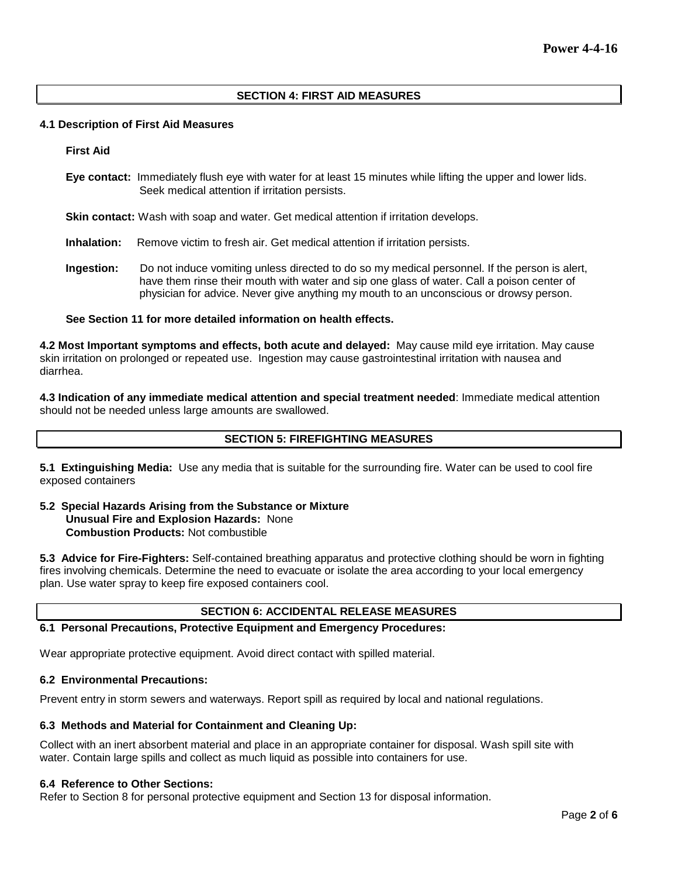## SECTION 4: FIRST AID MEASURES

### 4.1 Description of First Aid Measures

**First Aid**

**Eye contact:** Immediately flush eye with water for at least 15 minutes while lifting the upper and lower lids. Seek medical attention if irritation persists.

**Skin contact:** Wash with soap and water. Get medical attention if irritation develops.

**Inhalation:** Remove victim to fresh air. Get medical attention if irritation persists.

**Ingestion:** Do not induce vomiting unless directed to do so my medical personnel. If the person is alert, have them rinse their mouth with water and sip one glass of water. Call a poison center of physician for advice. Never give anything my mouth to an unconscious or drowsy person.

**See Section 11 for more detailed information on health effects.**

**4.2 Most Important symptoms and effects, both acute and delayed:** May cause mild eye irritation. May cause skin irritation on prolonged or repeated use. Ingestion may cause gastrointestinal irritation with nausea and diarrhea.

**4.3 Indication of any immediate medical attention and special treatment needed**: Immediate medical attention should not be needed unless large amounts are swallowed.

## SECTION 5: FIREFIGHTING MEASURES

**5.1 Extinguishing Media:** Use any media that is suitable for the surrounding fire. Water can be used to cool fire exposed containers

**5.2 Special Hazards Arising from the Substance or Mixture**
**Unusual Fire and Explosion Hazards:** None
**Combustion Products:** Not combustible

**5.3 Advice for Fire-Fighters:** Self-contained breathing apparatus and protective clothing should be worn in fighting fires involving chemicals. Determine the need to evacuate or isolate the area according to your local emergency plan. Use water spray to keep fire exposed containers cool.

## SECTION 6: ACCIDENTAL RELEASE MEASURES

### 6.1 Personal Precautions, Protective Equipment and Emergency Procedures:

Wear appropriate protective equipment. Avoid direct contact with spilled material.

### 6.2 Environmental Precautions:

Prevent entry in storm sewers and waterways. Report spill as required by local and national regulations.

### 6.3 Methods and Material for Containment and Cleaning Up:

Collect with an inert absorbent material and place in an appropriate container for disposal. Wash spill site with water. Contain large spills and collect as much liquid as possible into containers for use.

### 6.4 Reference to Other Sections:

Refer to Section 8 for personal protective equipment and Section 13 for disposal information.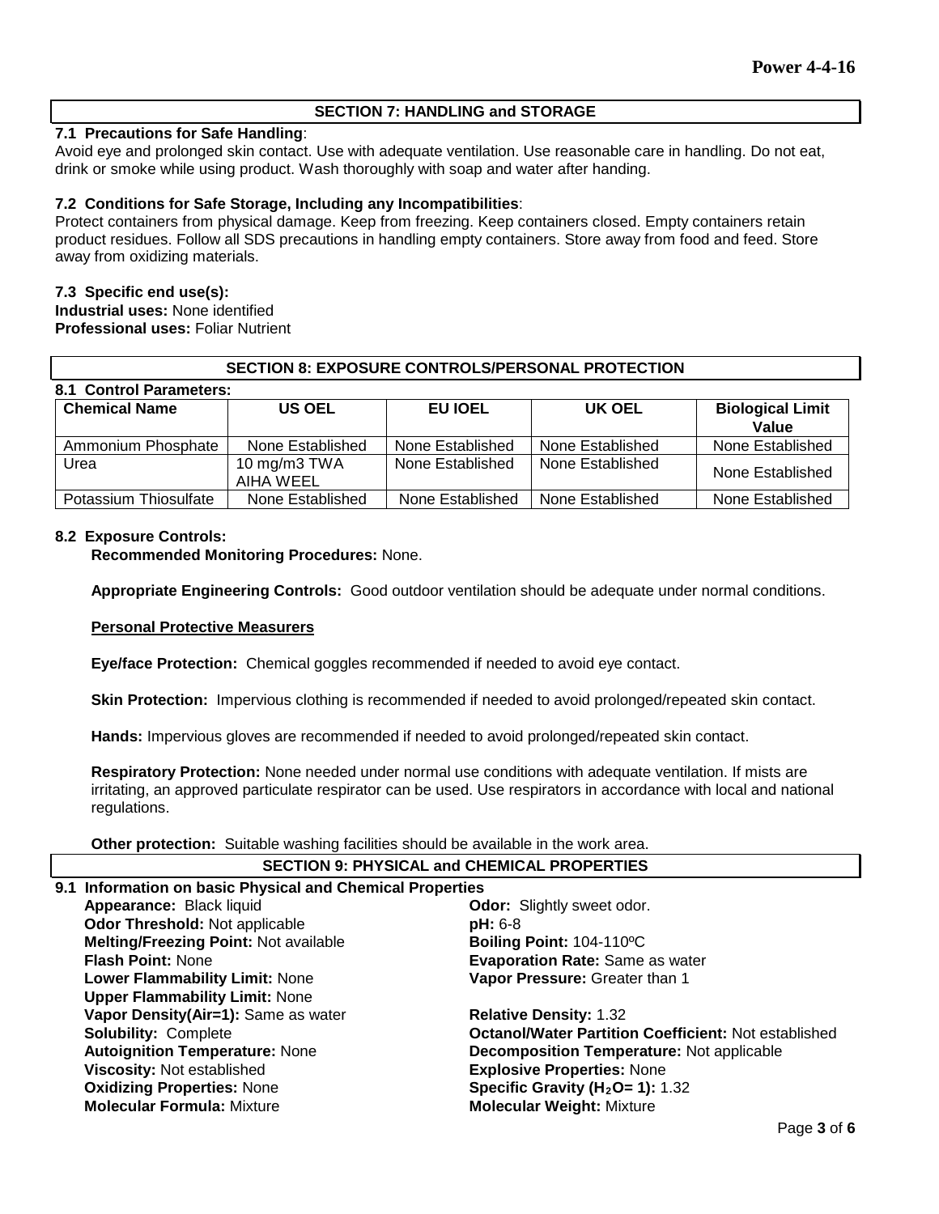## SECTION 7: HANDLING and STORAGE

**7.1 Precautions for Safe Handling**:
Avoid eye and prolonged skin contact. Use with adequate ventilation. Use reasonable care in handling. Do not eat, drink or smoke while using product. Wash thoroughly with soap and water after handing.

**7.2 Conditions for Safe Storage, Including any Incompatibilities**:
Protect containers from physical damage. Keep from freezing. Keep containers closed. Empty containers retain product residues. Follow all SDS precautions in handling empty containers. Store away from food and feed. Store away from oxidizing materials.

**7.3 Specific end use(s):**
**Industrial uses:** None identified
**Professional uses:** Foliar Nutrient

## SECTION 8: EXPOSURE CONTROLS/PERSONAL PROTECTION

**8.1 Control Parameters:**

| Chemical Name | US OEL | EU IOEL | UK OEL | Biological Limit Value |
|---|---|---|---|---|
| Ammonium Phosphate | None Established | None Established | None Established | None Established |
| Urea | 10 mg/m3 TWA AIHA WEEL | None Established | None Established | None Established |
| Potassium Thiosulfate | None Established | None Established | None Established | None Established |

**8.2 Exposure Controls:**

**Recommended Monitoring Procedures:** None.

**Appropriate Engineering Controls:** Good outdoor ventilation should be adequate under normal conditions.

**Personal Protective Measurers**

**Eye/face Protection:** Chemical goggles recommended if needed to avoid eye contact.

**Skin Protection:** Impervious clothing is recommended if needed to avoid prolonged/repeated skin contact.

**Hands:** Impervious gloves are recommended if needed to avoid prolonged/repeated skin contact.

**Respiratory Protection:** None needed under normal use conditions with adequate ventilation. If mists are irritating, an approved particulate respirator can be used. Use respirators in accordance with local and national regulations.

**Other protection:** Suitable washing facilities should be available in the work area.

## SECTION 9: PHYSICAL and CHEMICAL PROPERTIES

**9.1 Information on basic Physical and Chemical Properties**

**Appearance:** Black liquid
**Odor:** Slightly sweet odor.
**Odor Threshold:** Not applicable
**pH:** 6-8
**Melting/Freezing Point:** Not available
**Boiling Point:** 104-110ºC
**Flash Point:** None
**Evaporation Rate:** Same as water
**Lower Flammability Limit:** None
**Vapor Pressure:** Greater than 1
**Upper Flammability Limit:** None
**Vapor Density(Air=1):** Same as water
**Relative Density:** 1.32
**Solubility:** Complete
**Octanol/Water Partition Coefficient:** Not established
**Autoignition Temperature:** None
**Decomposition Temperature:** Not applicable
**Viscosity:** Not established
**Explosive Properties:** None
**Oxidizing Properties:** None
**Specific Gravity ($H_2O$= 1):** 1.32
**Molecular Formula:** Mixture
**Molecular Weight:** Mixture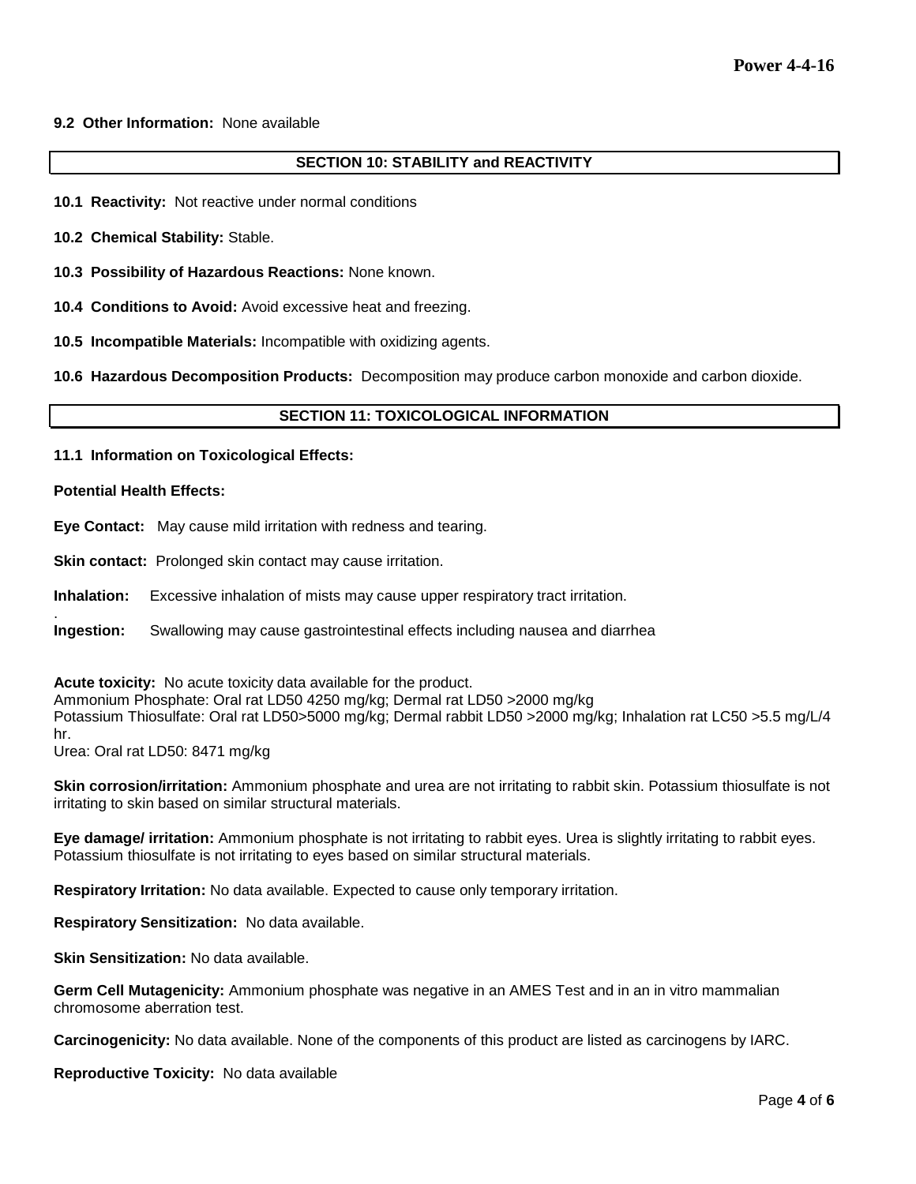**9.2 Other Information:** None available

## SECTION 10: STABILITY and REACTIVITY

**10.1 Reactivity:** Not reactive under normal conditions

**10.2 Chemical Stability:** Stable.

**10.3 Possibility of Hazardous Reactions:** None known.

**10.4 Conditions to Avoid:** Avoid excessive heat and freezing.

**10.5 Incompatible Materials:** Incompatible with oxidizing agents.

**10.6 Hazardous Decomposition Products:** Decomposition may produce carbon monoxide and carbon dioxide.

## SECTION 11: TOXICOLOGICAL INFORMATION

**11.1 Information on Toxicological Effects:**

**Potential Health Effects:**

**Eye Contact:** May cause mild irritation with redness and tearing.

**Skin contact:** Prolonged skin contact may cause irritation.

**Inhalation:** Excessive inhalation of mists may cause upper respiratory tract irritation.

**Ingestion:** Swallowing may cause gastrointestinal effects including nausea and diarrhea

**Acute toxicity:** No acute toxicity data available for the product.
Ammonium Phosphate: Oral rat LD50 4250 mg/kg; Dermal rat LD50 >2000 mg/kg
Potassium Thiosulfate: Oral rat LD50>5000 mg/kg; Dermal rabbit LD50 >2000 mg/kg; Inhalation rat LC50 >5.5 mg/L/4 hr.
Urea: Oral rat LD50: 8471 mg/kg

**Skin corrosion/irritation:** Ammonium phosphate and urea are not irritating to rabbit skin. Potassium thiosulfate is not irritating to skin based on similar structural materials.

**Eye damage/ irritation:** Ammonium phosphate is not irritating to rabbit eyes. Urea is slightly irritating to rabbit eyes. Potassium thiosulfate is not irritating to eyes based on similar structural materials.

**Respiratory Irritation:** No data available. Expected to cause only temporary irritation.

**Respiratory Sensitization:** No data available.

**Skin Sensitization:** No data available.

**Germ Cell Mutagenicity:** Ammonium phosphate was negative in an AMES Test and in an in vitro mammalian chromosome aberration test.

**Carcinogenicity:** No data available. None of the components of this product are listed as carcinogens by IARC.

**Reproductive Toxicity:** No data available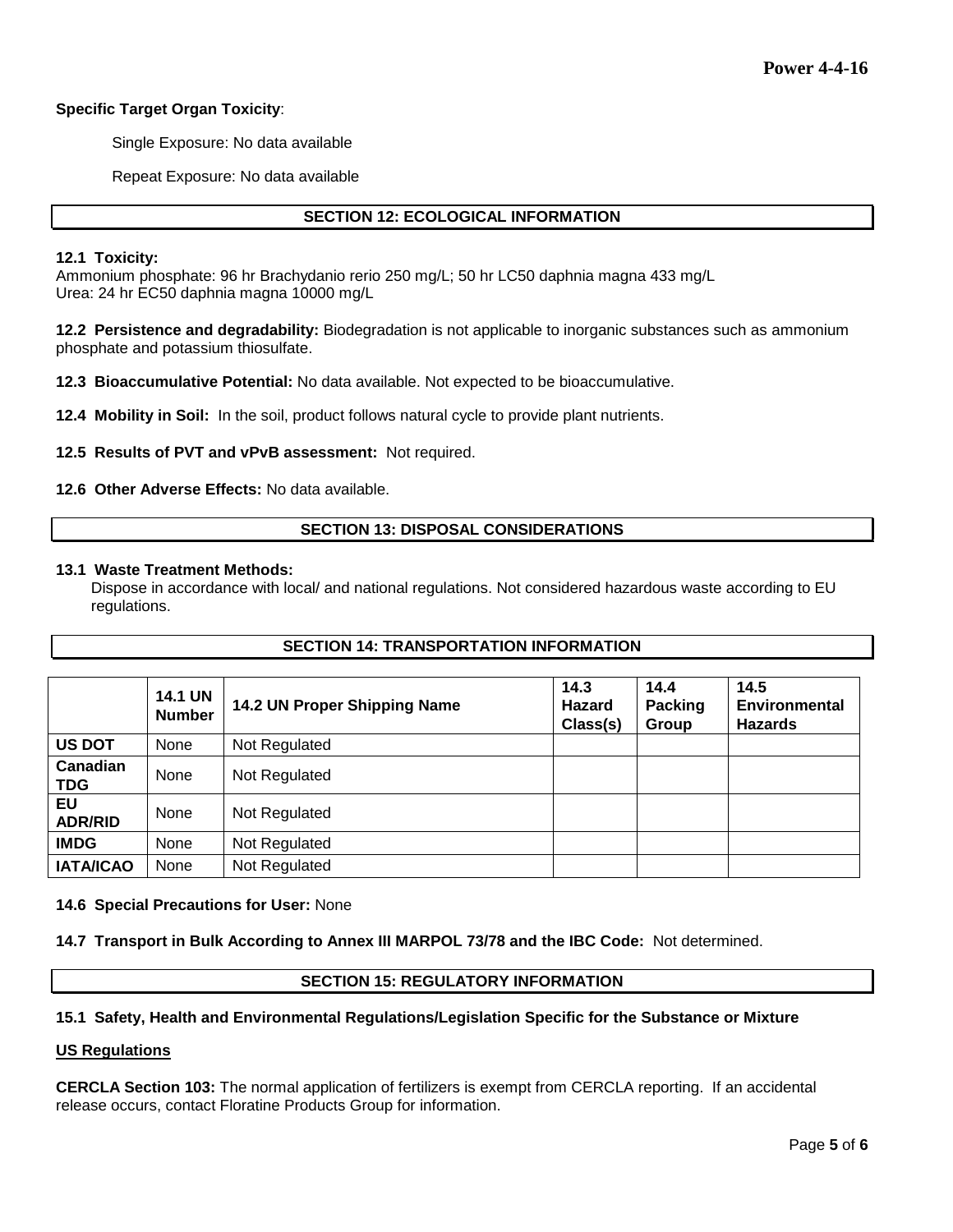**Specific Target Organ Toxicity**:

Single Exposure: No data available

Repeat Exposure: No data available

## SECTION 12: ECOLOGICAL INFORMATION

**12.1 Toxicity:**
Ammonium phosphate: 96 hr Brachydanio rerio 250 mg/L; 50 hr LC50 daphnia magna 433 mg/L
Urea: 24 hr EC50 daphnia magna 10000 mg/L

**12.2 Persistence and degradability:** Biodegradation is not applicable to inorganic substances such as ammonium phosphate and potassium thiosulfate.

**12.3 Bioaccumulative Potential:** No data available. Not expected to be bioaccumulative.

**12.4 Mobility in Soil:** In the soil, product follows natural cycle to provide plant nutrients.

**12.5 Results of PVT and vPvB assessment:** Not required.

**12.6 Other Adverse Effects:** No data available.

## SECTION 13: DISPOSAL CONSIDERATIONS

**13.1 Waste Treatment Methods:**
Dispose in accordance with local/ and national regulations. Not considered hazardous waste according to EU regulations.

## SECTION 14: TRANSPORTATION INFORMATION

| | 14.1 UN Number | 14.2 UN Proper Shipping Name | 14.3 Hazard Class(s) | 14.4 Packing Group | 14.5 Environmental Hazards |
|---|---|---|---|---|---|
| **US DOT** | None | Not Regulated | | | |
| **Canadian TDG** | None | Not Regulated | | | |
| **EU ADR/RID** | None | Not Regulated | | | |
| **IMDG** | None | Not Regulated | | | |
| **IATA/ICAO** | None | Not Regulated | | | |

**14.6 Special Precautions for User:** None

**14.7 Transport in Bulk According to Annex III MARPOL 73/78 and the IBC Code:** Not determined.

## SECTION 15: REGULATORY INFORMATION

**15.1 Safety, Health and Environmental Regulations/Legislation Specific for the Substance or Mixture**

**US Regulations**

**CERCLA Section 103:** The normal application of fertilizers is exempt from CERCLA reporting. If an accidental release occurs, contact Floratine Products Group for information.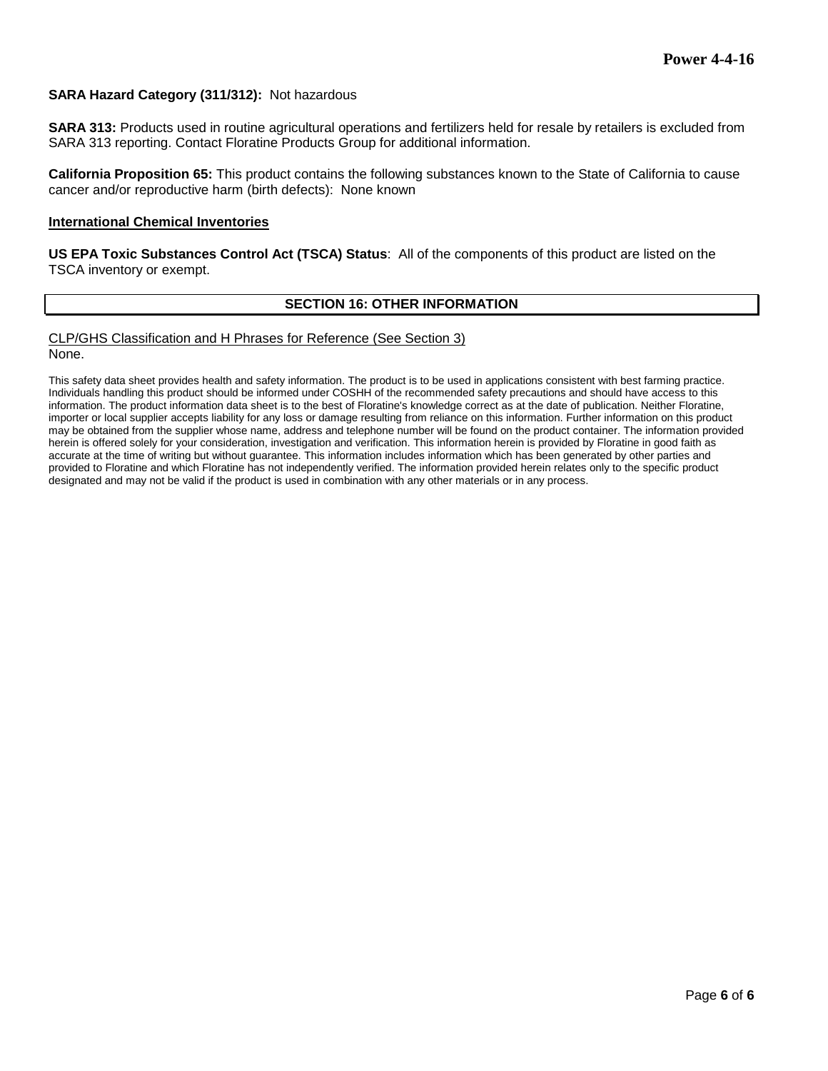**SARA Hazard Category (311/312):** Not hazardous

**SARA 313:** Products used in routine agricultural operations and fertilizers held for resale by retailers is excluded from SARA 313 reporting. Contact Floratine Products Group for additional information.

**California Proposition 65:** This product contains the following substances known to the State of California to cause cancer and/or reproductive harm (birth defects): None known

**International Chemical Inventories**

**US EPA Toxic Substances Control Act (TSCA) Status**: All of the components of this product are listed on the TSCA inventory or exempt.

## SECTION 16: OTHER INFORMATION

CLP/GHS Classification and H Phrases for Reference (See Section 3)
None.

This safety data sheet provides health and safety information. The product is to be used in applications consistent with best farming practice. Individuals handling this product should be informed under COSHH of the recommended safety precautions and should have access to this information. The product information data sheet is to the best of Floratine's knowledge correct as at the date of publication. Neither Floratine, importer or local supplier accepts liability for any loss or damage resulting from reliance on this information. Further information on this product may be obtained from the supplier whose name, address and telephone number will be found on the product container. The information provided herein is offered solely for your consideration, investigation and verification. This information herein is provided by Floratine in good faith as accurate at the time of writing but without guarantee. This information includes information which has been generated by other parties and provided to Floratine and which Floratine has not independently verified. The information provided herein relates only to the specific product designated and may not be valid if the product is used in combination with any other materials or in any process.